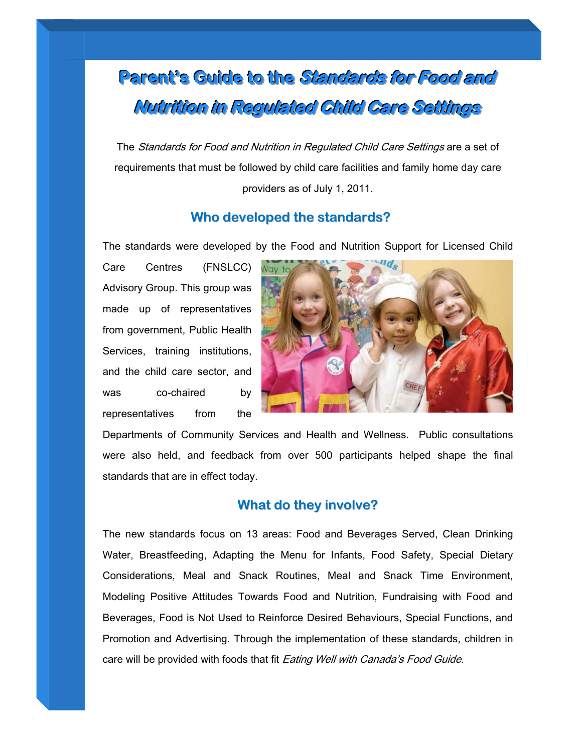# Parent's Guide to the *Standards for Food and Nutrition in Regulated Child Care Settings*

The *Standards for Food and Nutrition in Regulated Child Care Settings* are a set of requirements that must be followed by child care facilities and family home day care providers as of July 1, 2011.

## Who developed the standards?

The standards were developed by the Food and Nutrition Support for Licensed Child Care Centres (FNSLCC) Advisory Group. This group was made up of representatives from government, Public Health Services, training institutions, and the child care sector, and was co-chaired by representatives from the Departments of Community Services and Health and Wellness. Public consultations were also held, and feedback from over 500 participants helped shape the final standards that are in effect today.

## What do they involve?

The new standards focus on 13 areas: Food and Beverages Served, Clean Drinking Water, Breastfeeding, Adapting the Menu for Infants, Food Safety, Special Dietary Considerations, Meal and Snack Routines, Meal and Snack Time Environment, Modeling Positive Attitudes Towards Food and Nutrition, Fundraising with Food and Beverages, Food is Not Used to Reinforce Desired Behaviours, Special Functions, and Promotion and Advertising. Through the implementation of these standards, children in care will be provided with foods that fit *Eating Well with Canada's Food Guide.*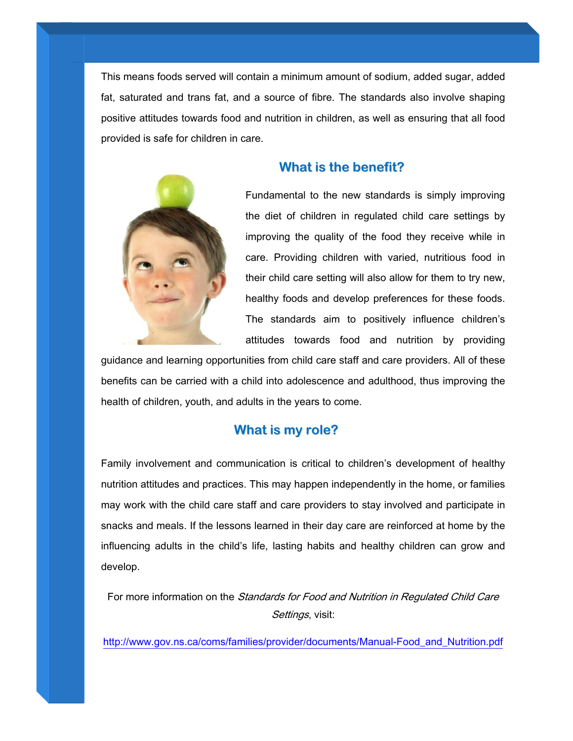This means foods served will contain a minimum amount of sodium, added sugar, added fat, saturated and trans fat, and a source of fibre. The standards also involve shaping positive attitudes towards food and nutrition in children, as well as ensuring that all food provided is safe for children in care.

## What is the benefit?

Fundamental to the new standards is simply improving the diet of children in regulated child care settings by improving the quality of the food they receive while in care. Providing children with varied, nutritious food in their child care setting will also allow for them to try new, healthy foods and develop preferences for these foods. The standards aim to positively influence children's attitudes towards food and nutrition by providing guidance and learning opportunities from child care staff and care providers. All of these benefits can be carried with a child into adolescence and adulthood, thus improving the health of children, youth, and adults in the years to come.

## What is my role?

Family involvement and communication is critical to children's development of healthy nutrition attitudes and practices. This may happen independently in the home, or families may work with the child care staff and care providers to stay involved and participate in snacks and meals. If the lessons learned in their day care are reinforced at home by the influencing adults in the child's life, lasting habits and healthy children can grow and develop.

For more information on the *Standards for Food and Nutrition in Regulated Child Care Settings*, visit:

http://www.gov.ns.ca/coms/families/provider/documents/Manual-Food_and_Nutrition.pdf